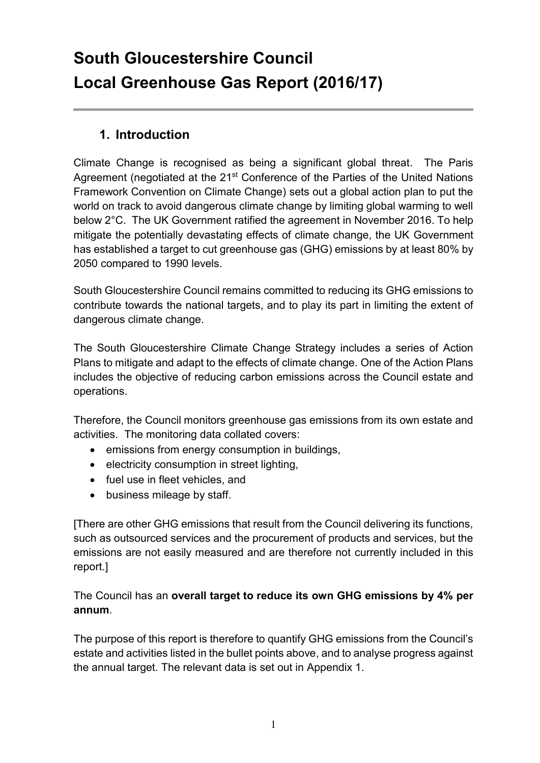# South Gloucestershire Council
# Local Greenhouse Gas Report (2016/17)

## 1. Introduction

Climate Change is recognised as being a significant global threat. The Paris Agreement (negotiated at the 21st Conference of the Parties of the United Nations Framework Convention on Climate Change) sets out a global action plan to put the world on track to avoid dangerous climate change by limiting global warming to well below 2°C. The UK Government ratified the agreement in November 2016. To help mitigate the potentially devastating effects of climate change, the UK Government has established a target to cut greenhouse gas (GHG) emissions by at least 80% by 2050 compared to 1990 levels.

South Gloucestershire Council remains committed to reducing its GHG emissions to contribute towards the national targets, and to play its part in limiting the extent of dangerous climate change.

The South Gloucestershire Climate Change Strategy includes a series of Action Plans to mitigate and adapt to the effects of climate change. One of the Action Plans includes the objective of reducing carbon emissions across the Council estate and operations.

Therefore, the Council monitors greenhouse gas emissions from its own estate and activities. The monitoring data collated covers:

- emissions from energy consumption in buildings,
- electricity consumption in street lighting,
- fuel use in fleet vehicles, and
- business mileage by staff.

[There are other GHG emissions that result from the Council delivering its functions, such as outsourced services and the procurement of products and services, but the emissions are not easily measured and are therefore not currently included in this report.]

The Council has an **overall target to reduce its own GHG emissions by 4% per annum**.

The purpose of this report is therefore to quantify GHG emissions from the Council's estate and activities listed in the bullet points above, and to analyse progress against the annual target. The relevant data is set out in Appendix 1.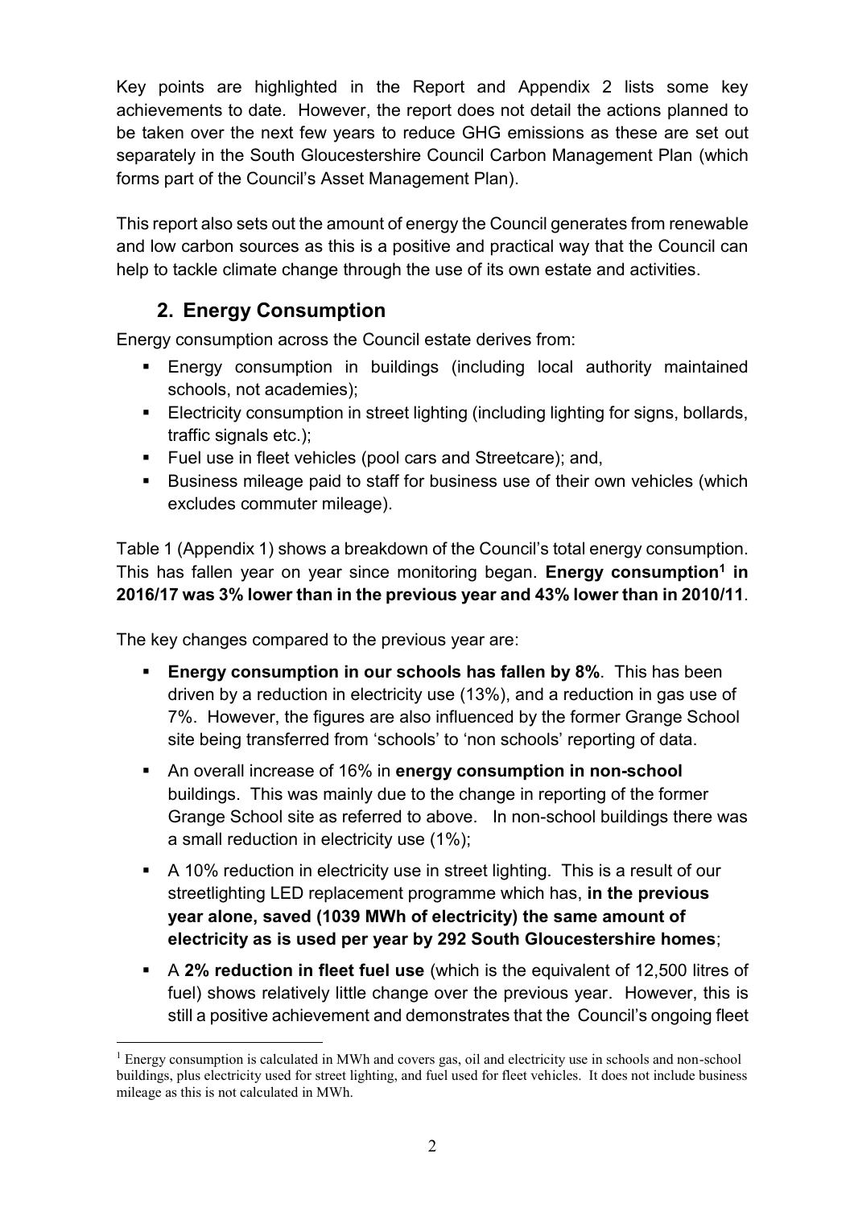Key points are highlighted in the Report and Appendix 2 lists some key achievements to date. However, the report does not detail the actions planned to be taken over the next few years to reduce GHG emissions as these are set out separately in the South Gloucestershire Council Carbon Management Plan (which forms part of the Council's Asset Management Plan).

This report also sets out the amount of energy the Council generates from renewable and low carbon sources as this is a positive and practical way that the Council can help to tackle climate change through the use of its own estate and activities.

## 2. Energy Consumption

Energy consumption across the Council estate derives from:

- Energy consumption in buildings (including local authority maintained schools, not academies);
- Electricity consumption in street lighting (including lighting for signs, bollards, traffic signals etc.);
- Fuel use in fleet vehicles (pool cars and Streetcare); and,
- Business mileage paid to staff for business use of their own vehicles (which excludes commuter mileage).

Table 1 (Appendix 1) shows a breakdown of the Council's total energy consumption. This has fallen year on year since monitoring began. **Energy consumption[1] in 2016/17 was 3% lower than in the previous year and 43% lower than in 2010/11**.

The key changes compared to the previous year are:

- **Energy consumption in our schools has fallen by 8%**. This has been driven by a reduction in electricity use (13%), and a reduction in gas use of 7%. However, the figures are also influenced by the former Grange School site being transferred from 'schools' to 'non schools' reporting of data.
- An overall increase of 16% in **energy consumption in non-school** buildings. This was mainly due to the change in reporting of the former Grange School site as referred to above. In non-school buildings there was a small reduction in electricity use (1%);
- A 10% reduction in electricity use in street lighting. This is a result of our streetlighting LED replacement programme which has, **in the previous year alone, saved (1039 MWh of electricity) the same amount of electricity as is used per year by 292 South Gloucestershire homes**;
- A **2% reduction in fleet fuel use** (which is the equivalent of 12,500 litres of fuel) shows relatively little change over the previous year. However, this is still a positive achievement and demonstrates that the Council's ongoing fleet

[1] Energy consumption is calculated in MWh and covers gas, oil and electricity use in schools and non-school buildings, plus electricity used for street lighting, and fuel used for fleet vehicles. It does not include business mileage as this is not calculated in MWh.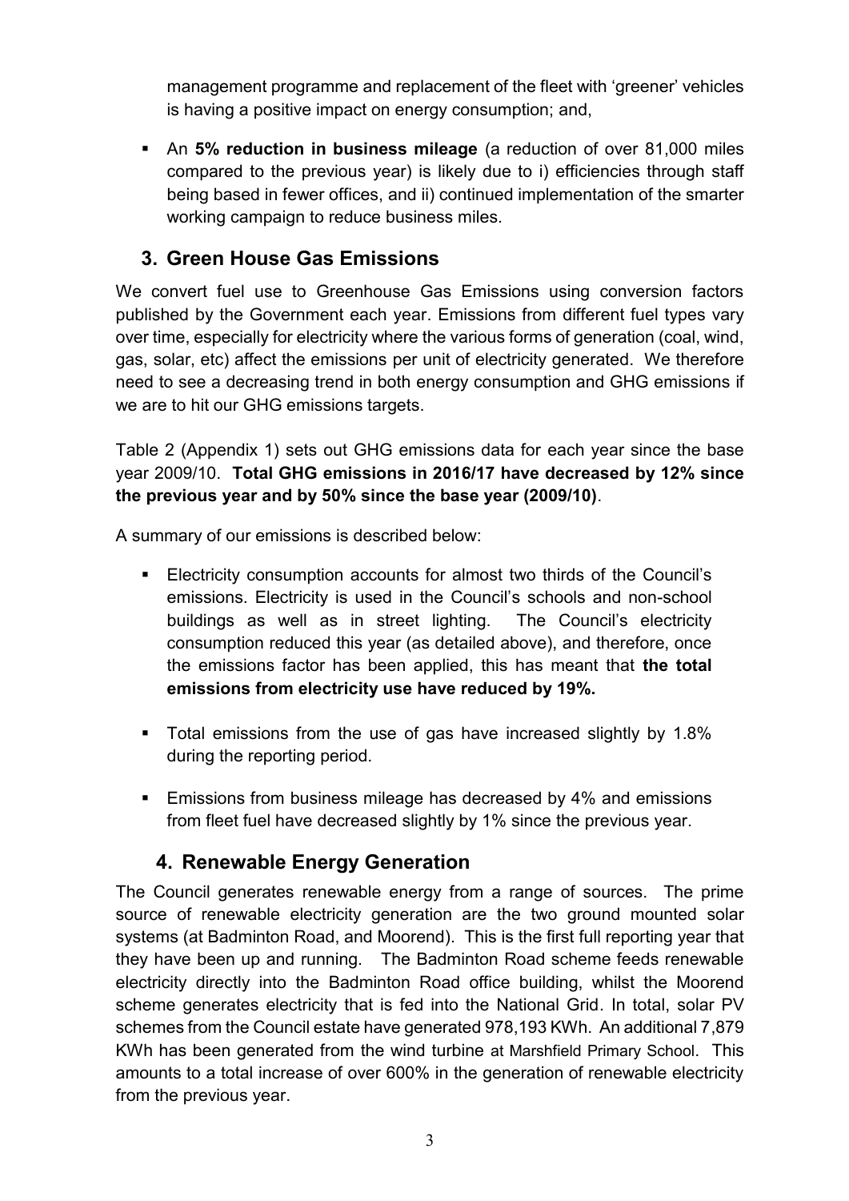management programme and replacement of the fleet with 'greener' vehicles is having a positive impact on energy consumption; and,

- An **5% reduction in business mileage** (a reduction of over 81,000 miles compared to the previous year) is likely due to i) efficiencies through staff being based in fewer offices, and ii) continued implementation of the smarter working campaign to reduce business miles.

## 3. Green House Gas Emissions

We convert fuel use to Greenhouse Gas Emissions using conversion factors published by the Government each year. Emissions from different fuel types vary over time, especially for electricity where the various forms of generation (coal, wind, gas, solar, etc) affect the emissions per unit of electricity generated. We therefore need to see a decreasing trend in both energy consumption and GHG emissions if we are to hit our GHG emissions targets.

Table 2 (Appendix 1) sets out GHG emissions data for each year since the base year 2009/10. **Total GHG emissions in 2016/17 have decreased by 12% since the previous year and by 50% since the base year (2009/10)**.

A summary of our emissions is described below:

- Electricity consumption accounts for almost two thirds of the Council's emissions. Electricity is used in the Council's schools and non-school buildings as well as in street lighting. The Council's electricity consumption reduced this year (as detailed above), and therefore, once the emissions factor has been applied, this has meant that **the total emissions from electricity use have reduced by 19%.**

- Total emissions from the use of gas have increased slightly by 1.8% during the reporting period.

- Emissions from business mileage has decreased by 4% and emissions from fleet fuel have decreased slightly by 1% since the previous year.

## 4. Renewable Energy Generation

The Council generates renewable energy from a range of sources. The prime source of renewable electricity generation are the two ground mounted solar systems (at Badminton Road, and Moorend). This is the first full reporting year that they have been up and running. The Badminton Road scheme feeds renewable electricity directly into the Badminton Road office building, whilst the Moorend scheme generates electricity that is fed into the National Grid. In total, solar PV schemes from the Council estate have generated 978,193 KWh. An additional 7,879 KWh has been generated from the wind turbine at Marshfield Primary School. This amounts to a total increase of over 600% in the generation of renewable electricity from the previous year.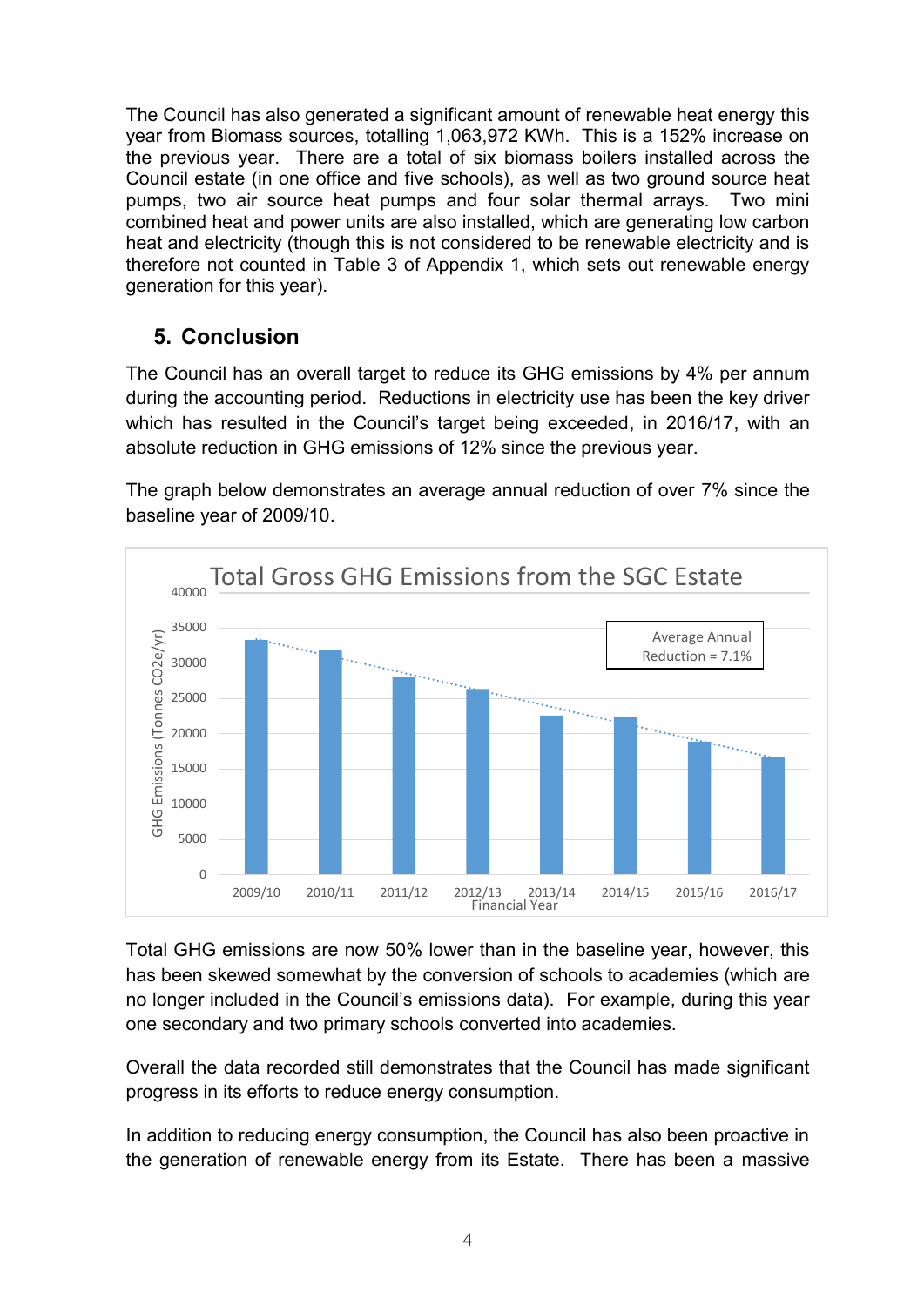The Council has also generated a significant amount of renewable heat energy this year from Biomass sources, totalling 1,063,972 KWh. This is a 152% increase on the previous year. There are a total of six biomass boilers installed across the Council estate (in one office and five schools), as well as two ground source heat pumps, two air source heat pumps and four solar thermal arrays. Two mini combined heat and power units are also installed, which are generating low carbon heat and electricity (though this is not considered to be renewable electricity and is therefore not counted in Table 3 of Appendix 1, which sets out renewable energy generation for this year).

## 5. Conclusion

The Council has an overall target to reduce its GHG emissions by 4% per annum during the accounting period. Reductions in electricity use has been the key driver which has resulted in the Council's target being exceeded, in 2016/17, with an absolute reduction in GHG emissions of 12% since the previous year.

The graph below demonstrates an average annual reduction of over 7% since the baseline year of 2009/10.

Total Gross GHG Emissions from the SGC Estate

Average Annual Reduction = 7.1%

Total GHG emissions are now 50% lower than in the baseline year, however, this has been skewed somewhat by the conversion of schools to academies (which are no longer included in the Council's emissions data). For example, during this year one secondary and two primary schools converted into academies.

Overall the data recorded still demonstrates that the Council has made significant progress in its efforts to reduce energy consumption.

In addition to reducing energy consumption, the Council has also been proactive in the generation of renewable energy from its Estate. There has been a massive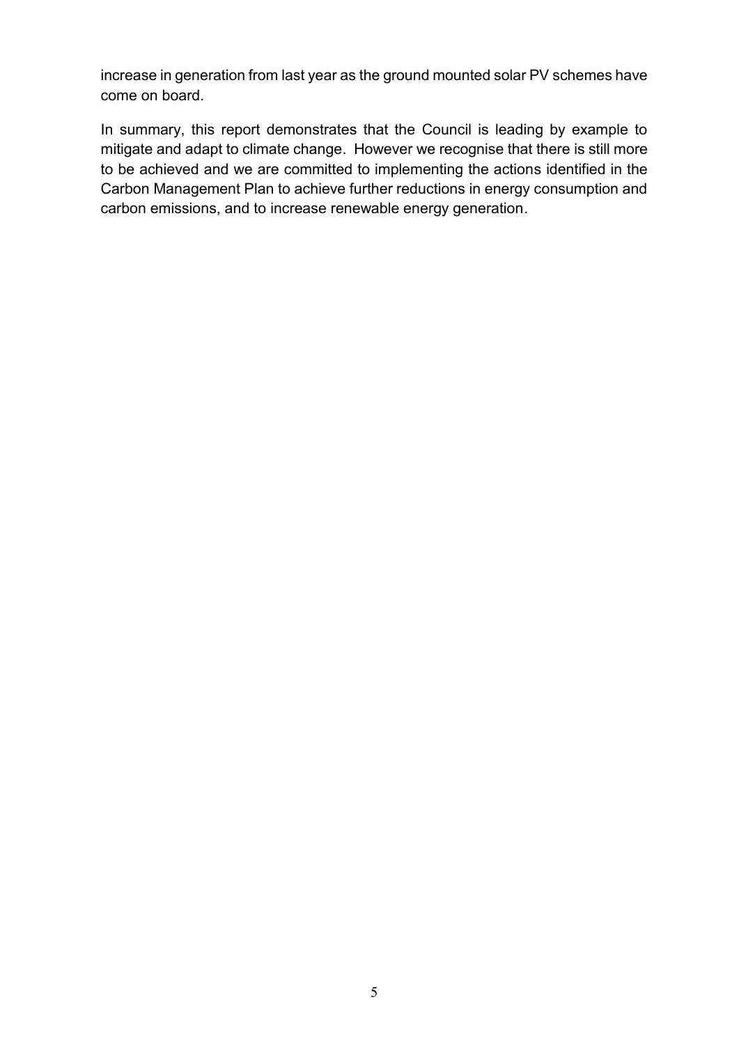increase in generation from last year as the ground mounted solar PV schemes have come on board.

In summary, this report demonstrates that the Council is leading by example to mitigate and adapt to climate change. However we recognise that there is still more to be achieved and we are committed to implementing the actions identified in the Carbon Management Plan to achieve further reductions in energy consumption and carbon emissions, and to increase renewable energy generation.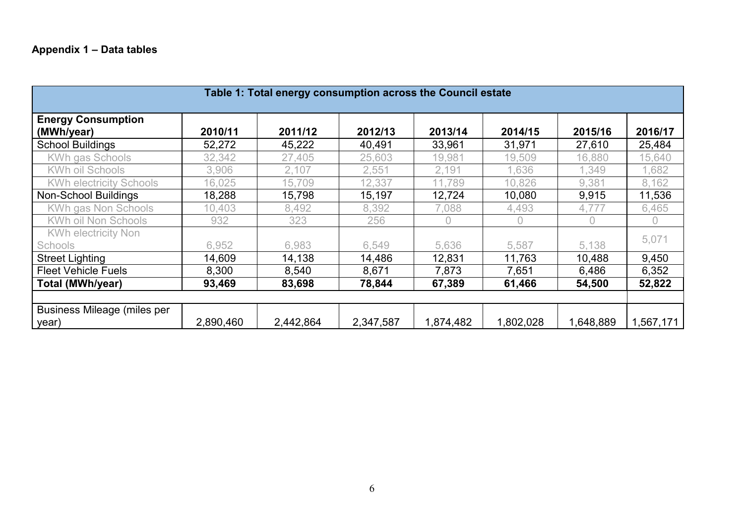**Appendix 1 – Data tables**

| Table 1: Total energy consumption across the Council estate | | | | | | | |
|---|---|---|---|---|---|---|---|
| **Energy Consumption (MWh/year)** | **2010/11** | **2011/12** | **2012/13** | **2013/14** | **2014/15** | **2015/16** | **2016/17** |
| School Buildings | 52,272 | 45,222 | 40,491 | 33,961 | 31,971 | 27,610 | 25,484 |
| KWh gas Schools | 32,342 | 27,405 | 25,603 | 19,981 | 19,509 | 16,880 | 15,640 |
| KWh oil Schools | 3,906 | 2,107 | 2,551 | 2,191 | 1,636 | 1,349 | 1,682 |
| KWh electricity Schools | 16,025 | 15,709 | 12,337 | 11,789 | 10,826 | 9,381 | 8,162 |
| Non-School Buildings | 18,288 | 15,798 | 15,197 | 12,724 | 10,080 | 9,915 | 11,536 |
| KWh gas Non Schools | 10,403 | 8,492 | 8,392 | 7,088 | 4,493 | 4,777 | 6,465 |
| KWh oil Non Schools | 932 | 323 | 256 | 0 | 0 | 0 | 0 |
| KWh electricity Non Schools | 6,952 | 6,983 | 6,549 | 5,636 | 5,587 | 5,138 | 5,071 |
| Street Lighting | 14,609 | 14,138 | 14,486 | 12,831 | 11,763 | 10,488 | 9,450 |
| Fleet Vehicle Fuels | 8,300 | 8,540 | 8,671 | 7,873 | 7,651 | 6,486 | 6,352 |
| **Total (MWh/year)** | **93,469** | **83,698** | **78,844** | **67,389** | **61,466** | **54,500** | **52,822** |
| | | | | | | | |
| Business Mileage (miles per year) | 2,890,460 | 2,442,864 | 2,347,587 | 1,874,482 | 1,802,028 | 1,648,889 | 1,567,171 |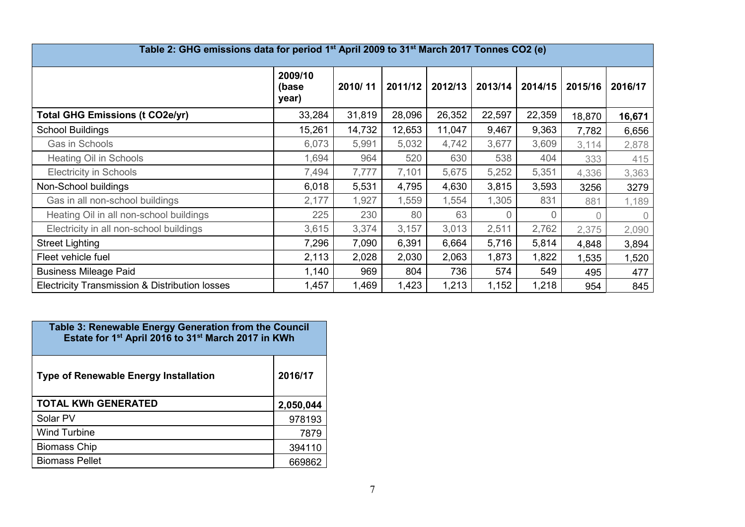**Table 2: GHG emissions data for period 1st April 2009 to 31st March 2017 Tonnes CO2 (e)**

| | 2009/10 (base year) | 2010/ 11 | 2011/12 | 2012/13 | 2013/14 | 2014/15 | 2015/16 | 2016/17 |
|---|---|---|---|---|---|---|---|---|
| **Total GHG Emissions (t CO2e/yr)** | 33,284 | 31,819 | 28,096 | 26,352 | 22,597 | 22,359 | 18,870 | **16,671** |
| School Buildings | 15,261 | 14,732 | 12,653 | 11,047 | 9,467 | 9,363 | 7,782 | 6,656 |
| Gas in Schools | 6,073 | 5,991 | 5,032 | 4,742 | 3,677 | 3,609 | 3,114 | 2,878 |
| Heating Oil in Schools | 1,694 | 964 | 520 | 630 | 538 | 404 | 333 | 415 |
| Electricity in Schools | 7,494 | 7,777 | 7,101 | 5,675 | 5,252 | 5,351 | 4,336 | 3,363 |
| Non-School buildings | 6,018 | 5,531 | 4,795 | 4,630 | 3,815 | 3,593 | 3256 | 3279 |
| Gas in all non-school buildings | 2,177 | 1,927 | 1,559 | 1,554 | 1,305 | 831 | 881 | 1,189 |
| Heating Oil in all non-school buildings | 225 | 230 | 80 | 63 | 0 | 0 | 0 | 0 |
| Electricity in all non-school buildings | 3,615 | 3,374 | 3,157 | 3,013 | 2,511 | 2,762 | 2,375 | 2,090 |
| Street Lighting | 7,296 | 7,090 | 6,391 | 6,664 | 5,716 | 5,814 | 4,848 | 3,894 |
| Fleet vehicle fuel | 2,113 | 2,028 | 2,030 | 2,063 | 1,873 | 1,822 | 1,535 | 1,520 |
| Business Mileage Paid | 1,140 | 969 | 804 | 736 | 574 | 549 | 495 | 477 |
| Electricity Transmission & Distribution losses | 1,457 | 1,469 | 1,423 | 1,213 | 1,152 | 1,218 | 954 | 845 |

**Table 3: Renewable Energy Generation from the Council Estate for 1st April 2016 to 31st March 2017 in KWh**

| Type of Renewable Energy Installation | 2016/17 |
|---|---|
| **TOTAL KWh GENERATED** | **2,050,044** |
| Solar PV | 978193 |
| Wind Turbine | 7879 |
| Biomass Chip | 394110 |
| Biomass Pellet | 669862 |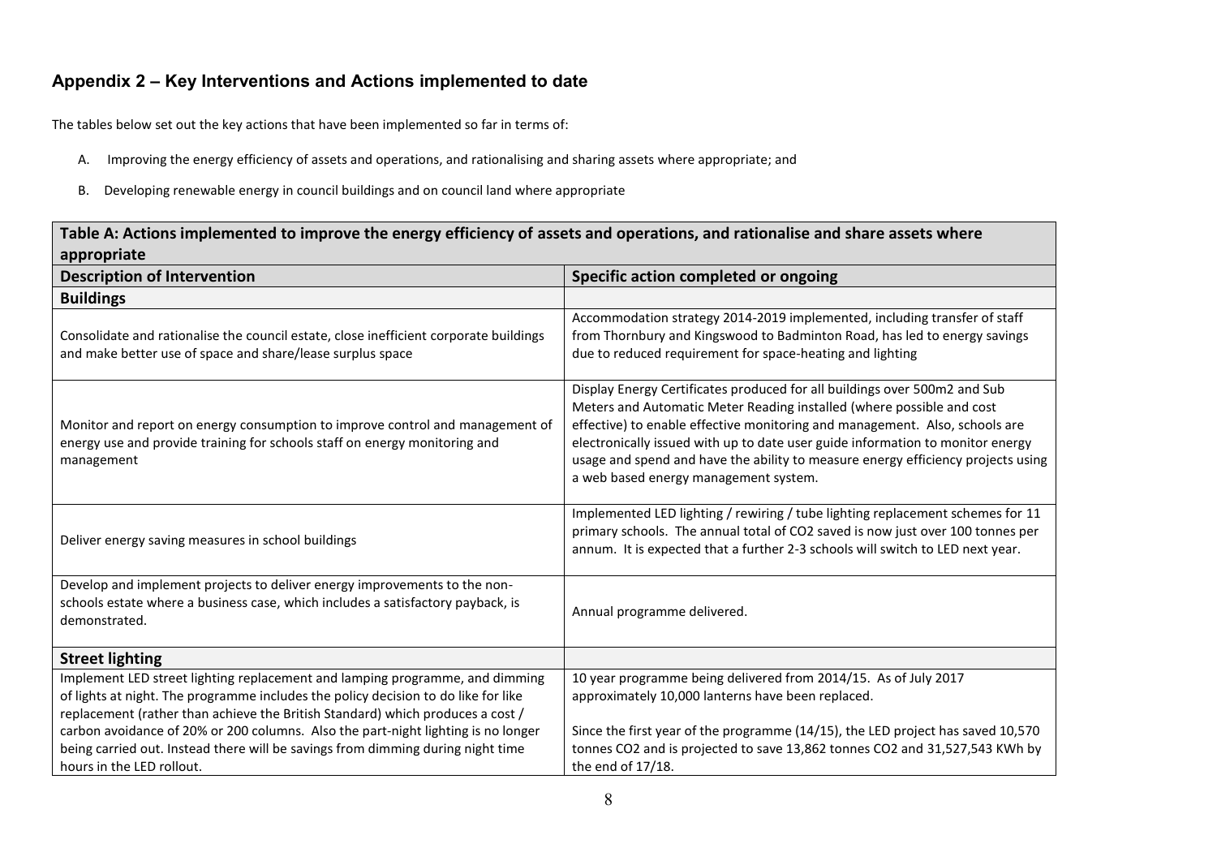## Appendix 2 – Key Interventions and Actions implemented to date

The tables below set out the key actions that have been implemented so far in terms of:

A. Improving the energy efficiency of assets and operations, and rationalising and sharing assets where appropriate; and

B. Developing renewable energy in council buildings and on council land where appropriate

| Table A: Actions implemented to improve the energy efficiency of assets and operations, and rationalise and share assets where appropriate | |
|---|---|
| **Description of Intervention** | **Specific action completed or ongoing** |
| **Buildings** | |
| Consolidate and rationalise the council estate, close inefficient corporate buildings and make better use of space and share/lease surplus space | Accommodation strategy 2014-2019 implemented, including transfer of staff from Thornbury and Kingswood to Badminton Road, has led to energy savings due to reduced requirement for space-heating and lighting |
| Monitor and report on energy consumption to improve control and management of energy use and provide training for schools staff on energy monitoring and management | Display Energy Certificates produced for all buildings over 500m2 and Sub Meters and Automatic Meter Reading installed (where possible and cost effective) to enable effective monitoring and management. Also, schools are electronically issued with up to date user guide information to monitor energy usage and spend and have the ability to measure energy efficiency projects using a web based energy management system. |
| Deliver energy saving measures in school buildings | Implemented LED lighting / rewiring / tube lighting replacement schemes for 11 primary schools. The annual total of CO2 saved is now just over 100 tonnes per annum. It is expected that a further 2-3 schools will switch to LED next year. |
| Develop and implement projects to deliver energy improvements to the non-schools estate where a business case, which includes a satisfactory payback, is demonstrated. | Annual programme delivered. |
| **Street lighting** | |
| Implement LED street lighting replacement and lamping programme, and dimming of lights at night. The programme includes the policy decision to do like for like replacement (rather than achieve the British Standard) which produces a cost / carbon avoidance of 20% or 200 columns. Also the part-night lighting is no longer being carried out. Instead there will be savings from dimming during night time hours in the LED rollout. | 10 year programme being delivered from 2014/15. As of July 2017 approximately 10,000 lanterns have been replaced.<br><br>Since the first year of the programme (14/15), the LED project has saved 10,570 tonnes CO2 and is projected to save 13,862 tonnes CO2 and 31,527,543 KWh by the end of 17/18. |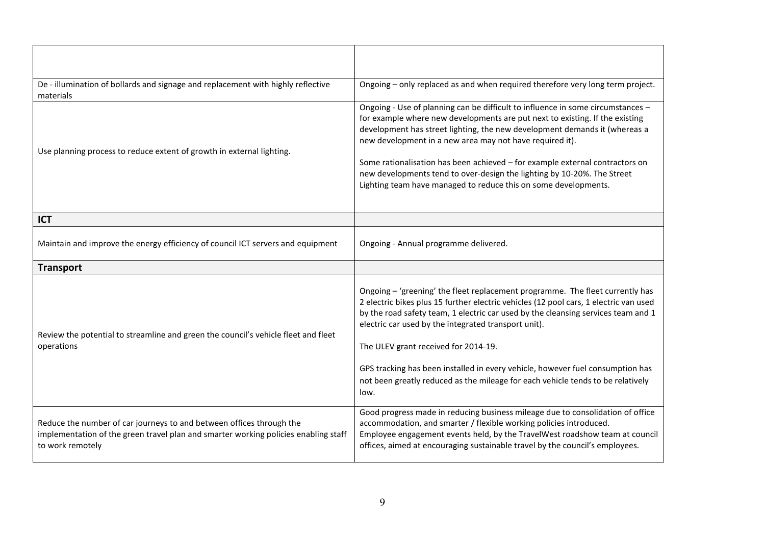| | |
|---|---|
| De - illumination of bollards and signage and replacement with highly reflective materials | Ongoing – only replaced as and when required therefore very long term project. |
| Use planning process to reduce extent of growth in external lighting. | Ongoing - Use of planning can be difficult to influence in some circumstances – for example where new developments are put next to existing. If the existing development has street lighting, the new development demands it (whereas a new development in a new area may not have required it).<br><br>Some rationalisation has been achieved – for example external contractors on new developments tend to over-design the lighting by 10-20%. The Street Lighting team have managed to reduce this on some developments. |
| **ICT** | |
| Maintain and improve the energy efficiency of council ICT servers and equipment | Ongoing - Annual programme delivered. |
| **Transport** | |
| Review the potential to streamline and green the council's vehicle fleet and fleet operations | Ongoing – 'greening' the fleet replacement programme. The fleet currently has 2 electric bikes plus 15 further electric vehicles (12 pool cars, 1 electric van used by the road safety team, 1 electric car used by the cleansing services team and 1 electric car used by the integrated transport unit).<br><br>The ULEV grant received for 2014-19.<br><br>GPS tracking has been installed in every vehicle, however fuel consumption has not been greatly reduced as the mileage for each vehicle tends to be relatively low. |
| Reduce the number of car journeys to and between offices through the implementation of the green travel plan and smarter working policies enabling staff to work remotely | Good progress made in reducing business mileage due to consolidation of office accommodation, and smarter / flexible working policies introduced.<br>Employee engagement events held, by the TravelWest roadshow team at council offices, aimed at encouraging sustainable travel by the council's employees. |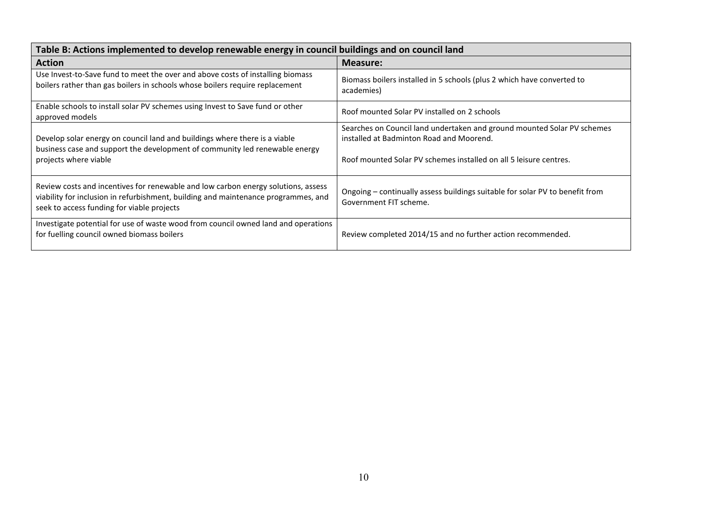| Table B: Actions implemented to develop renewable energy in council buildings and on council land | |
|---|---|
| **Action** | **Measure:** |
| Use Invest-to-Save fund to meet the over and above costs of installing biomass boilers rather than gas boilers in schools whose boilers require replacement | Biomass boilers installed in 5 schools (plus 2 which have converted to academies) |
| Enable schools to install solar PV schemes using Invest to Save fund or other approved models | Roof mounted Solar PV installed on 2 schools |
| Develop solar energy on council land and buildings where there is a viable business case and support the development of community led renewable energy projects where viable | Searches on Council land undertaken and ground mounted Solar PV schemes installed at Badminton Road and Moorend.<br><br>Roof mounted Solar PV schemes installed on all 5 leisure centres. |
| Review costs and incentives for renewable and low carbon energy solutions, assess viability for inclusion in refurbishment, building and maintenance programmes, and seek to access funding for viable projects | Ongoing – continually assess buildings suitable for solar PV to benefit from Government FIT scheme. |
| Investigate potential for use of waste wood from council owned land and operations for fuelling council owned biomass boilers | Review completed 2014/15 and no further action recommended. |